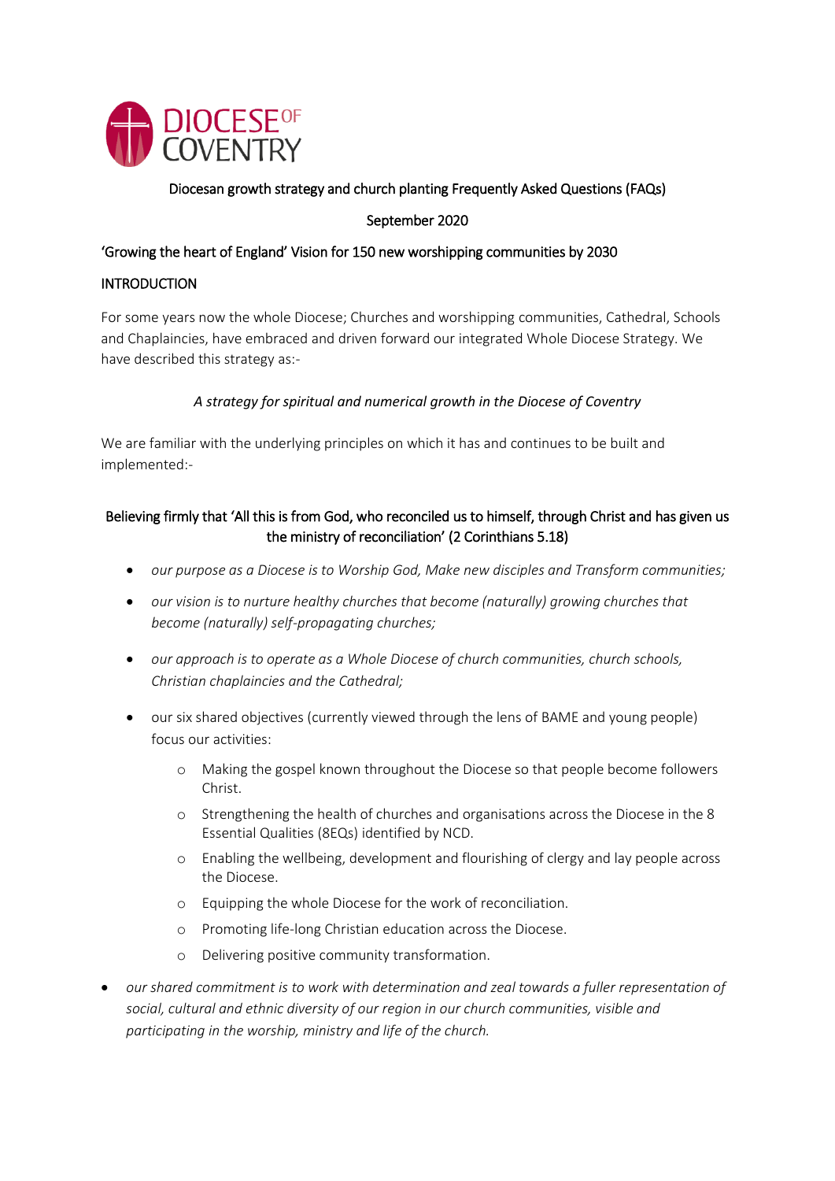DIOCESE OF COVENTRY

# Diocesan growth strategy and church planting Frequently Asked Questions (FAQs)

September 2020

## 'Growing the heart of England' Vision for 150 new worshipping communities by 2030

## INTRODUCTION

For some years now the whole Diocese; Churches and worshipping communities, Cathedral, Schools and Chaplaincies, have embraced and driven forward our integrated Whole Diocese Strategy. We have described this strategy as:-

*A strategy for spiritual and numerical growth in the Diocese of Coventry*

We are familiar with the underlying principles on which it has and continues to be built and implemented:-

**Believing firmly that 'All this is from God, who reconciled us to himself, through Christ and has given us the ministry of reconciliation' (2 Corinthians 5.18)**

- *our purpose as a Diocese is to Worship God, Make new disciples and Transform communities;*
- *our vision is to nurture healthy churches that become (naturally) growing churches that become (naturally) self-propagating churches;*
- *our approach is to operate as a Whole Diocese of church communities, church schools, Christian chaplaincies and the Cathedral;*
- our six shared objectives (currently viewed through the lens of BAME and young people) focus our activities:
    - Making the gospel known throughout the Diocese so that people become followers Christ.
    - Strengthening the health of churches and organisations across the Diocese in the 8 Essential Qualities (8EQs) identified by NCD.
    - Enabling the wellbeing, development and flourishing of clergy and lay people across the Diocese.
    - Equipping the whole Diocese for the work of reconciliation.
    - Promoting life-long Christian education across the Diocese.
    - Delivering positive community transformation.
- *our shared commitment is to work with determination and zeal towards a fuller representation of social, cultural and ethnic diversity of our region in our church communities, visible and participating in the worship, ministry and life of the church.*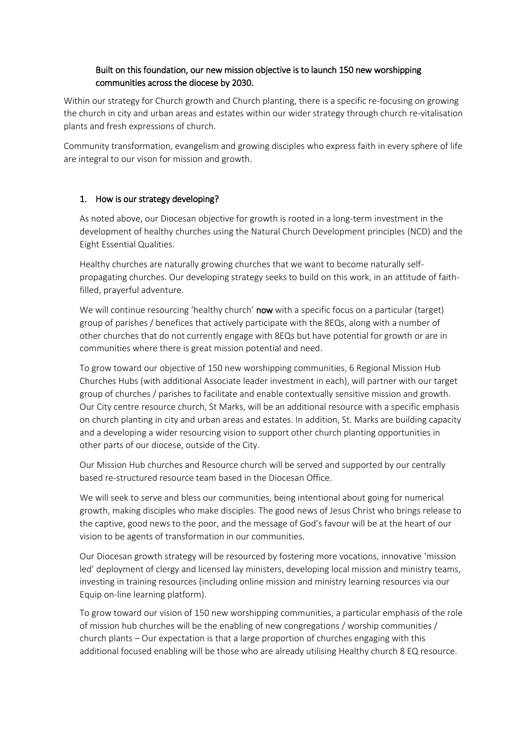**Built on this foundation, our new mission objective is to launch 150 new worshipping communities across the diocese by 2030.**

Within our strategy for Church growth and Church planting, there is a specific re-focusing on growing the church in city and urban areas and estates within our wider strategy through church re-vitalisation plants and fresh expressions of church.

Community transformation, evangelism and growing disciples who express faith in every sphere of life are integral to our vison for mission and growth.

## 1. How is our strategy developing?

As noted above, our Diocesan objective for growth is rooted in a long-term investment in the development of healthy churches using the Natural Church Development principles (NCD) and the Eight Essential Qualities.

Healthy churches are naturally growing churches that we want to become naturally self-propagating churches. Our developing strategy seeks to build on this work, in an attitude of faith-filled, prayerful adventure.

We will continue resourcing 'healthy church' **now** with a specific focus on a particular (target) group of parishes / benefices that actively participate with the 8EQs, along with a number of other churches that do not currently engage with 8EQs but have potential for growth or are in communities where there is great mission potential and need.

To grow toward our objective of 150 new worshipping communities, 6 Regional Mission Hub Churches Hubs (with additional Associate leader investment in each), will partner with our target group of churches / parishes to facilitate and enable contextually sensitive mission and growth. Our City centre resource church, St Marks, will be an additional resource with a specific emphasis on church planting in city and urban areas and estates. In addition, St. Marks are building capacity and a developing a wider resourcing vision to support other church planting opportunities in other parts of our diocese, outside of the City.

Our Mission Hub churches and Resource church will be served and supported by our centrally based re-structured resource team based in the Diocesan Office.

We will seek to serve and bless our communities, being intentional about going for numerical growth, making disciples who make disciples. The good news of Jesus Christ who brings release to the captive, good news to the poor, and the message of God's favour will be at the heart of our vision to be agents of transformation in our communities.

Our Diocesan growth strategy will be resourced by fostering more vocations, innovative 'mission led' deployment of clergy and licensed lay ministers, developing local mission and ministry teams, investing in training resources (including online mission and ministry learning resources via our Equip on-line learning platform).

To grow toward our vision of 150 new worshipping communities, a particular emphasis of the role of mission hub churches will be the enabling of new congregations / worship communities / church plants – Our expectation is that a large proportion of churches engaging with this additional focused enabling will be those who are already utilising Healthy church 8 EQ resource.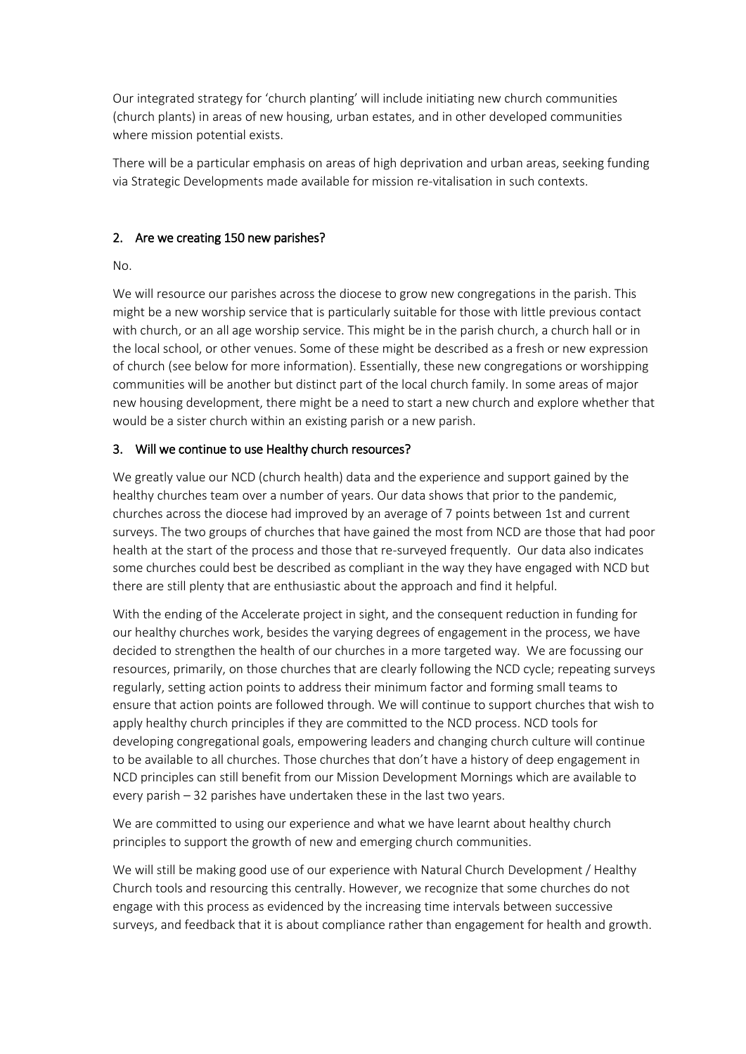Our integrated strategy for 'church planting' will include initiating new church communities (church plants) in areas of new housing, urban estates, and in other developed communities where mission potential exists.

There will be a particular emphasis on areas of high deprivation and urban areas, seeking funding via Strategic Developments made available for mission re-vitalisation in such contexts.

## 2. Are we creating 150 new parishes?

No.

We will resource our parishes across the diocese to grow new congregations in the parish. This might be a new worship service that is particularly suitable for those with little previous contact with church, or an all age worship service. This might be in the parish church, a church hall or in the local school, or other venues. Some of these might be described as a fresh or new expression of church (see below for more information). Essentially, these new congregations or worshipping communities will be another but distinct part of the local church family. In some areas of major new housing development, there might be a need to start a new church and explore whether that would be a sister church within an existing parish or a new parish.

## 3. Will we continue to use Healthy church resources?

We greatly value our NCD (church health) data and the experience and support gained by the healthy churches team over a number of years. Our data shows that prior to the pandemic, churches across the diocese had improved by an average of 7 points between 1st and current surveys. The two groups of churches that have gained the most from NCD are those that had poor health at the start of the process and those that re-surveyed frequently. Our data also indicates some churches could best be described as compliant in the way they have engaged with NCD but there are still plenty that are enthusiastic about the approach and find it helpful.

With the ending of the Accelerate project in sight, and the consequent reduction in funding for our healthy churches work, besides the varying degrees of engagement in the process, we have decided to strengthen the health of our churches in a more targeted way. We are focussing our resources, primarily, on those churches that are clearly following the NCD cycle; repeating surveys regularly, setting action points to address their minimum factor and forming small teams to ensure that action points are followed through. We will continue to support churches that wish to apply healthy church principles if they are committed to the NCD process. NCD tools for developing congregational goals, empowering leaders and changing church culture will continue to be available to all churches. Those churches that don't have a history of deep engagement in NCD principles can still benefit from our Mission Development Mornings which are available to every parish – 32 parishes have undertaken these in the last two years.

We are committed to using our experience and what we have learnt about healthy church principles to support the growth of new and emerging church communities.

We will still be making good use of our experience with Natural Church Development / Healthy Church tools and resourcing this centrally. However, we recognize that some churches do not engage with this process as evidenced by the increasing time intervals between successive surveys, and feedback that it is about compliance rather than engagement for health and growth.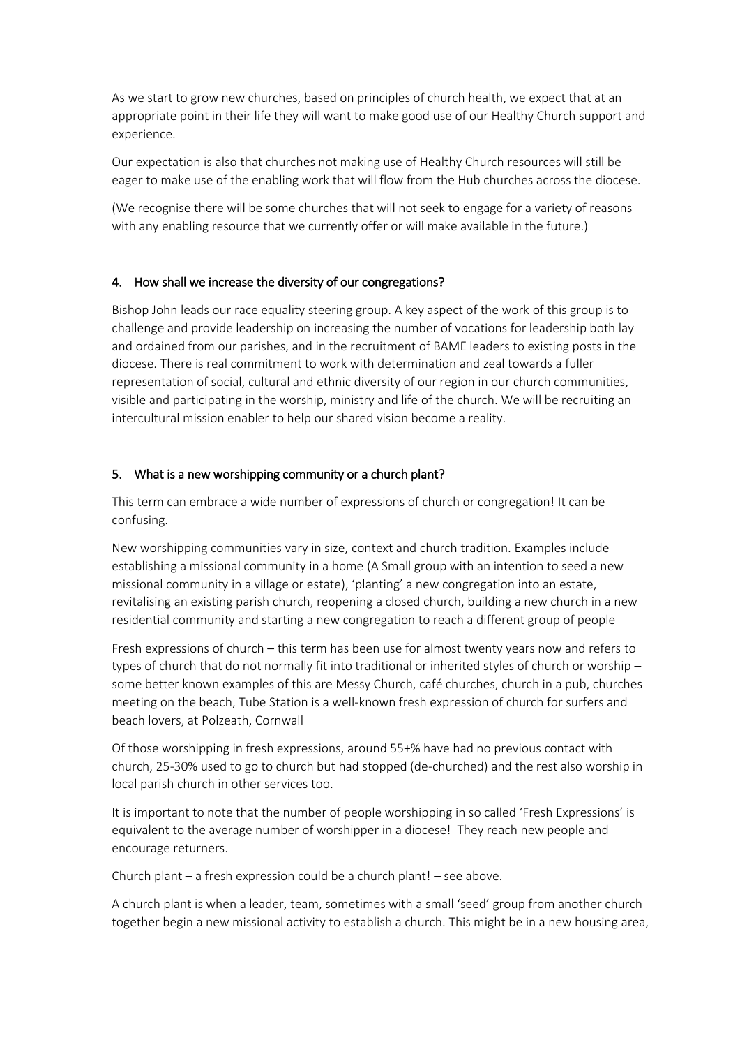As we start to grow new churches, based on principles of church health, we expect that at an appropriate point in their life they will want to make good use of our Healthy Church support and experience.

Our expectation is also that churches not making use of Healthy Church resources will still be eager to make use of the enabling work that will flow from the Hub churches across the diocese.

(We recognise there will be some churches that will not seek to engage for a variety of reasons with any enabling resource that we currently offer or will make available in the future.)

## 4. How shall we increase the diversity of our congregations?

Bishop John leads our race equality steering group. A key aspect of the work of this group is to challenge and provide leadership on increasing the number of vocations for leadership both lay and ordained from our parishes, and in the recruitment of BAME leaders to existing posts in the diocese. There is real commitment to work with determination and zeal towards a fuller representation of social, cultural and ethnic diversity of our region in our church communities, visible and participating in the worship, ministry and life of the church. We will be recruiting an intercultural mission enabler to help our shared vision become a reality.

## 5. What is a new worshipping community or a church plant?

This term can embrace a wide number of expressions of church or congregation! It can be confusing.

New worshipping communities vary in size, context and church tradition. Examples include establishing a missional community in a home (A Small group with an intention to seed a new missional community in a village or estate), 'planting' a new congregation into an estate, revitalising an existing parish church, reopening a closed church, building a new church in a new residential community and starting a new congregation to reach a different group of people

Fresh expressions of church – this term has been use for almost twenty years now and refers to types of church that do not normally fit into traditional or inherited styles of church or worship – some better known examples of this are Messy Church, café churches, church in a pub, churches meeting on the beach, Tube Station is a well-known fresh expression of church for surfers and beach lovers, at Polzeath, Cornwall

Of those worshipping in fresh expressions, around 55+% have had no previous contact with church, 25-30% used to go to church but had stopped (de-churched) and the rest also worship in local parish church in other services too.

It is important to note that the number of people worshipping in so called 'Fresh Expressions' is equivalent to the average number of worshipper in a diocese! They reach new people and encourage returners.

Church plant – a fresh expression could be a church plant! – see above.

A church plant is when a leader, team, sometimes with a small 'seed' group from another church together begin a new missional activity to establish a church. This might be in a new housing area,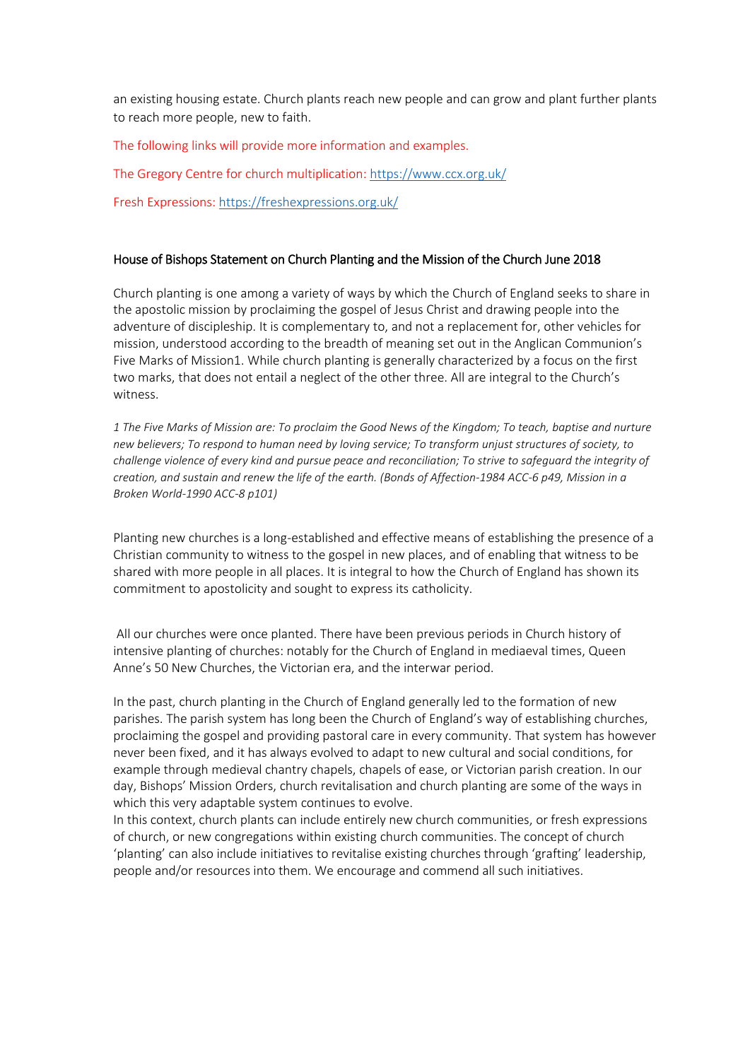an existing housing estate. Church plants reach new people and can grow and plant further plants to reach more people, new to faith.

The following links will provide more information and examples.

The Gregory Centre for church multiplication: https://www.ccx.org.uk/

Fresh Expressions: https://freshexpressions.org.uk/

## House of Bishops Statement on Church Planting and the Mission of the Church June 2018

Church planting is one among a variety of ways by which the Church of England seeks to share in the apostolic mission by proclaiming the gospel of Jesus Christ and drawing people into the adventure of discipleship. It is complementary to, and not a replacement for, other vehicles for mission, understood according to the breadth of meaning set out in the Anglican Communion's Five Marks of Mission[1]. While church planting is generally characterized by a focus on the first two marks, that does not entail a neglect of the other three. All are integral to the Church's witness.

*1 The Five Marks of Mission are: To proclaim the Good News of the Kingdom; To teach, baptise and nurture new believers; To respond to human need by loving service; To transform unjust structures of society, to challenge violence of every kind and pursue peace and reconciliation; To strive to safeguard the integrity of creation, and sustain and renew the life of the earth. (Bonds of Affection-1984 ACC-6 p49, Mission in a Broken World-1990 ACC-8 p101)*

Planting new churches is a long-established and effective means of establishing the presence of a Christian community to witness to the gospel in new places, and of enabling that witness to be shared with more people in all places. It is integral to how the Church of England has shown its commitment to apostolicity and sought to express its catholicity.

All our churches were once planted. There have been previous periods in Church history of intensive planting of churches: notably for the Church of England in mediaeval times, Queen Anne's 50 New Churches, the Victorian era, and the interwar period.

In the past, church planting in the Church of England generally led to the formation of new parishes. The parish system has long been the Church of England's way of establishing churches, proclaiming the gospel and providing pastoral care in every community. That system has however never been fixed, and it has always evolved to adapt to new cultural and social conditions, for example through medieval chantry chapels, chapels of ease, or Victorian parish creation. In our day, Bishops' Mission Orders, church revitalisation and church planting are some of the ways in which this very adaptable system continues to evolve.

In this context, church plants can include entirely new church communities, or fresh expressions of church, or new congregations within existing church communities. The concept of church 'planting' can also include initiatives to revitalise existing churches through 'grafting' leadership, people and/or resources into them. We encourage and commend all such initiatives.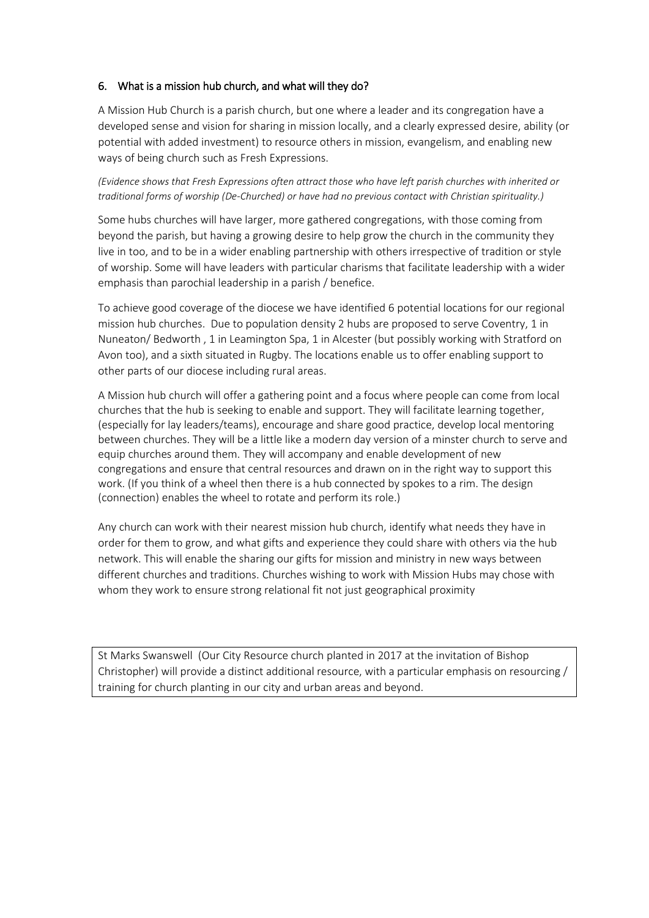## 6. What is a mission hub church, and what will they do?

A Mission Hub Church is a parish church, but one where a leader and its congregation have a developed sense and vision for sharing in mission locally, and a clearly expressed desire, ability (or potential with added investment) to resource others in mission, evangelism, and enabling new ways of being church such as Fresh Expressions.

*(Evidence shows that Fresh Expressions often attract those who have left parish churches with inherited or traditional forms of worship (De-Churched) or have had no previous contact with Christian spirituality.)*

Some hubs churches will have larger, more gathered congregations, with those coming from beyond the parish, but having a growing desire to help grow the church in the community they live in too, and to be in a wider enabling partnership with others irrespective of tradition or style of worship. Some will have leaders with particular charisms that facilitate leadership with a wider emphasis than parochial leadership in a parish / benefice.

To achieve good coverage of the diocese we have identified 6 potential locations for our regional mission hub churches. Due to population density 2 hubs are proposed to serve Coventry, 1 in Nuneaton/ Bedworth , 1 in Leamington Spa, 1 in Alcester (but possibly working with Stratford on Avon too), and a sixth situated in Rugby. The locations enable us to offer enabling support to other parts of our diocese including rural areas.

A Mission hub church will offer a gathering point and a focus where people can come from local churches that the hub is seeking to enable and support. They will facilitate learning together, (especially for lay leaders/teams), encourage and share good practice, develop local mentoring between churches. They will be a little like a modern day version of a minster church to serve and equip churches around them. They will accompany and enable development of new congregations and ensure that central resources and drawn on in the right way to support this work. (If you think of a wheel then there is a hub connected by spokes to a rim. The design (connection) enables the wheel to rotate and perform its role.)

Any church can work with their nearest mission hub church, identify what needs they have in order for them to grow, and what gifts and experience they could share with others via the hub network. This will enable the sharing our gifts for mission and ministry in new ways between different churches and traditions. Churches wishing to work with Mission Hubs may chose with whom they work to ensure strong relational fit not just geographical proximity

St Marks Swanswell (Our City Resource church planted in 2017 at the invitation of Bishop Christopher) will provide a distinct additional resource, with a particular emphasis on resourcing / training for church planting in our city and urban areas and beyond.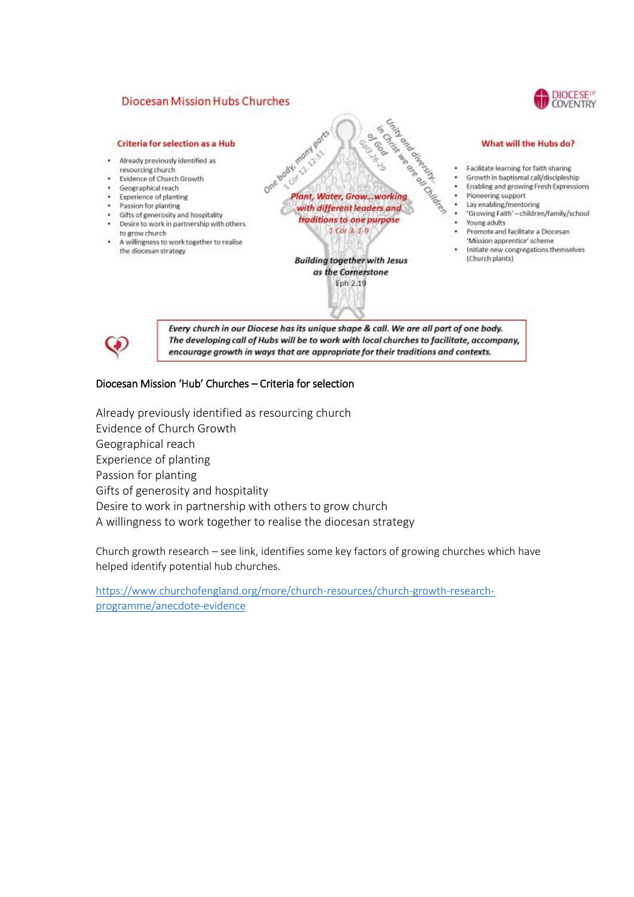## Diocesan Mission Hubs Churches

DIOCESE OF COVENTRY

### Criteria for selection as a Hub

- Already previously identified as resourcing church
- Evidence of Church Growth
- Geographical reach
- Experience of planting
- Passion for planting
- Gifts of generosity and hospitality
- Desire to work in partnership with others to grow church
- A willingness to work together to realise the diocesan strategy

One body, many parts 1 Cor 12.12-31

Unity and diversity… in Christ we are all Children of God Gal 3.26-29

***Plant, Water, Grow…working with different leaders and traditions to one purpose*** 1 Cor 3. 1-9

***Building together with Jesus as the Cornerstone*** Eph 2.19

### What will the Hubs do?

- Facilitate learning for faith sharing
- Growth in baptismal call/discipleship
- Enabling and growing Fresh Expressions
- Pioneering support
- Lay enabling/mentoring
- 'Growing Faith' – children/family/school
- Young adults
- Promote and facilitate a Diocesan 'Mission apprentice' scheme
- Initiate new congregations themselves (Church plants)

***Every church in our Diocese has its unique shape & call. We are all part of one body. The developing call of Hubs will be to work with local churches to facilitate, accompany, encourage growth in ways that are appropriate for their traditions and contexts.***

### Diocesan Mission 'Hub' Churches – Criteria for selection

Already previously identified as resourcing church
Evidence of Church Growth
Geographical reach
Experience of planting
Passion for planting
Gifts of generosity and hospitality
Desire to work in partnership with others to grow church
A willingness to work together to realise the diocesan strategy

Church growth research – see link, identifies some key factors of growing churches which have helped identify potential hub churches.

https://www.churchofengland.org/more/church-resources/church-growth-research-programme/anecdote-evidence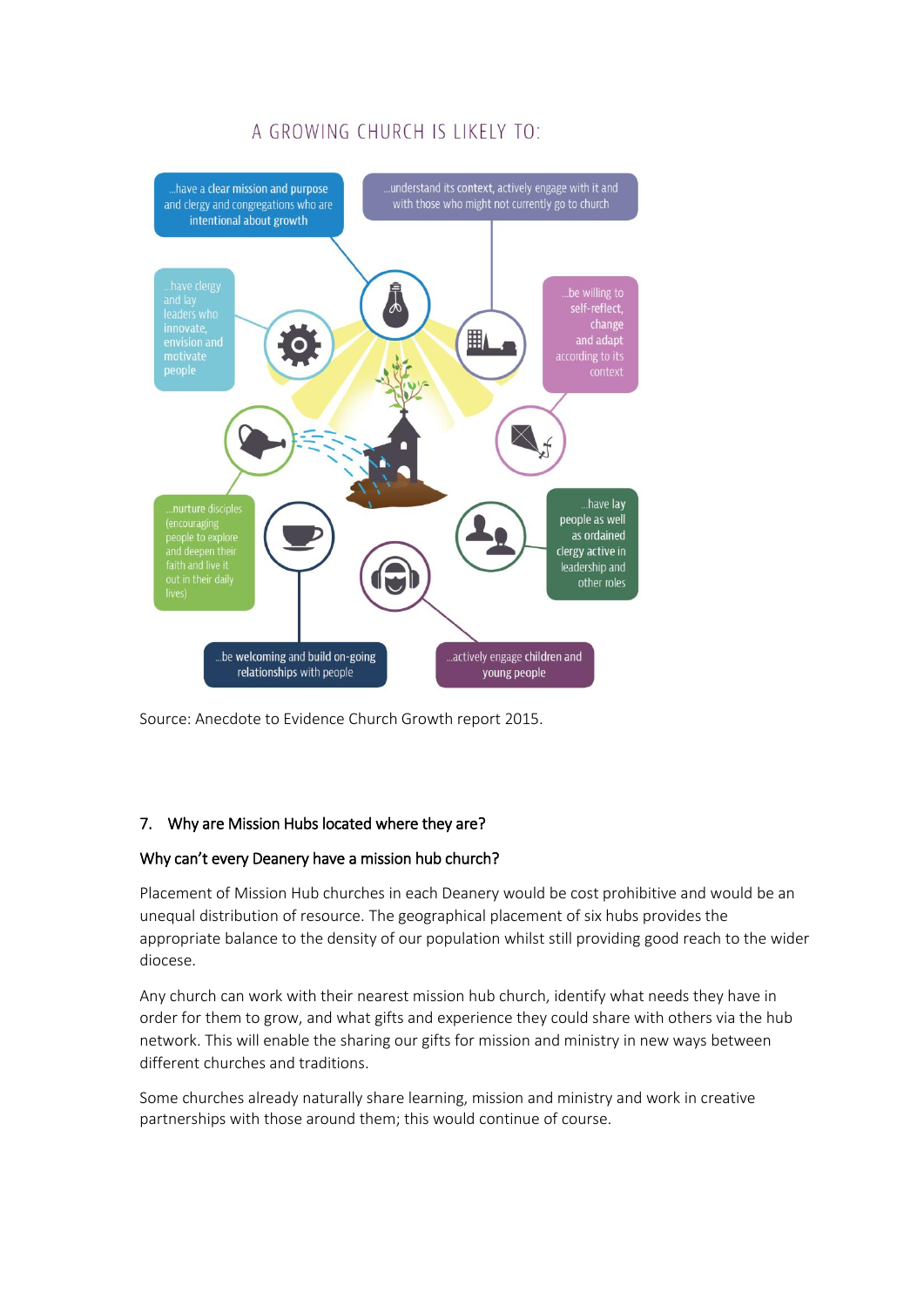A GROWING CHURCH IS LIKELY TO:

...have a clear mission and purpose and clergy and congregations who are intentional about growth

...understand its context, actively engage with it and with those who might not currently go to church

...have clergy and lay leaders who innovate, envision and motivate people

...be willing to self-reflect, change and adapt according to its context

...nurture disciples (encouraging people to explore and deepen their faith and live it out in their daily lives)

...have lay people as well as ordained clergy active in leadership and other roles

...be welcoming and build on-going relationships with people

...actively engage children and young people

Source: Anecdote to Evidence Church Growth report 2015.

## 7. Why are Mission Hubs located where they are?

### Why can't every Deanery have a mission hub church?

Placement of Mission Hub churches in each Deanery would be cost prohibitive and would be an unequal distribution of resource. The geographical placement of six hubs provides the appropriate balance to the density of our population whilst still providing good reach to the wider diocese.

Any church can work with their nearest mission hub church, identify what needs they have in order for them to grow, and what gifts and experience they could share with others via the hub network. This will enable the sharing our gifts for mission and ministry in new ways between different churches and traditions.

Some churches already naturally share learning, mission and ministry and work in creative partnerships with those around them; this would continue of course.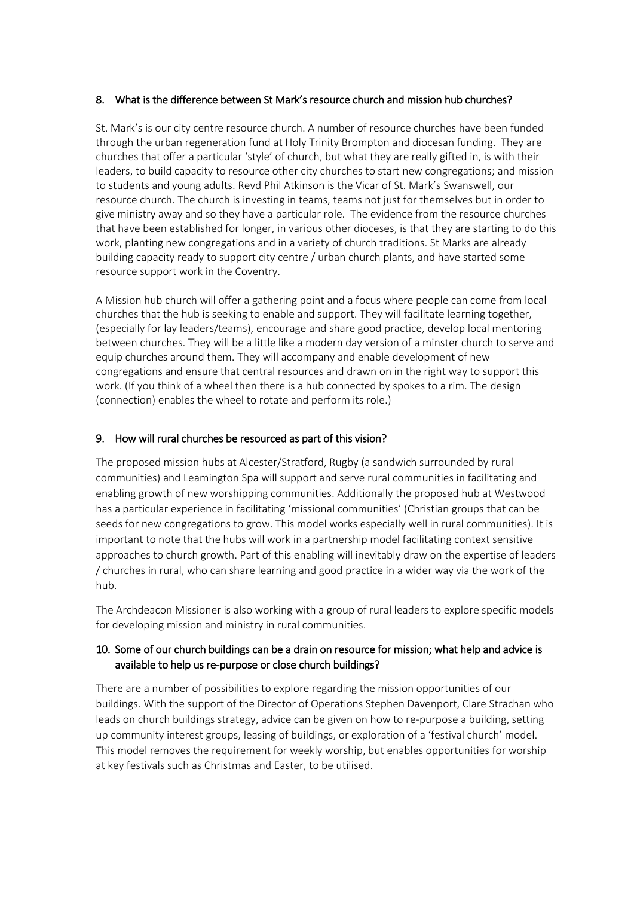## 8. What is the difference between St Mark's resource church and mission hub churches?

St. Mark's is our city centre resource church. A number of resource churches have been funded through the urban regeneration fund at Holy Trinity Brompton and diocesan funding. They are churches that offer a particular 'style' of church, but what they are really gifted in, is with their leaders, to build capacity to resource other city churches to start new congregations; and mission to students and young adults. Revd Phil Atkinson is the Vicar of St. Mark's Swanswell, our resource church. The church is investing in teams, teams not just for themselves but in order to give ministry away and so they have a particular role. The evidence from the resource churches that have been established for longer, in various other dioceses, is that they are starting to do this work, planting new congregations and in a variety of church traditions. St Marks are already building capacity ready to support city centre / urban church plants, and have started some resource support work in the Coventry.

A Mission hub church will offer a gathering point and a focus where people can come from local churches that the hub is seeking to enable and support. They will facilitate learning together, (especially for lay leaders/teams), encourage and share good practice, develop local mentoring between churches. They will be a little like a modern day version of a minster church to serve and equip churches around them. They will accompany and enable development of new congregations and ensure that central resources and drawn on in the right way to support this work. (If you think of a wheel then there is a hub connected by spokes to a rim. The design (connection) enables the wheel to rotate and perform its role.)

## 9. How will rural churches be resourced as part of this vision?

The proposed mission hubs at Alcester/Stratford, Rugby (a sandwich surrounded by rural communities) and Leamington Spa will support and serve rural communities in facilitating and enabling growth of new worshipping communities. Additionally the proposed hub at Westwood has a particular experience in facilitating 'missional communities' (Christian groups that can be seeds for new congregations to grow. This model works especially well in rural communities). It is important to note that the hubs will work in a partnership model facilitating context sensitive approaches to church growth. Part of this enabling will inevitably draw on the expertise of leaders / churches in rural, who can share learning and good practice in a wider way via the work of the hub.

The Archdeacon Missioner is also working with a group of rural leaders to explore specific models for developing mission and ministry in rural communities.

## 10. Some of our church buildings can be a drain on resource for mission; what help and advice is available to help us re-purpose or close church buildings?

There are a number of possibilities to explore regarding the mission opportunities of our buildings. With the support of the Director of Operations Stephen Davenport, Clare Strachan who leads on church buildings strategy, advice can be given on how to re-purpose a building, setting up community interest groups, leasing of buildings, or exploration of a 'festival church' model. This model removes the requirement for weekly worship, but enables opportunities for worship at key festivals such as Christmas and Easter, to be utilised.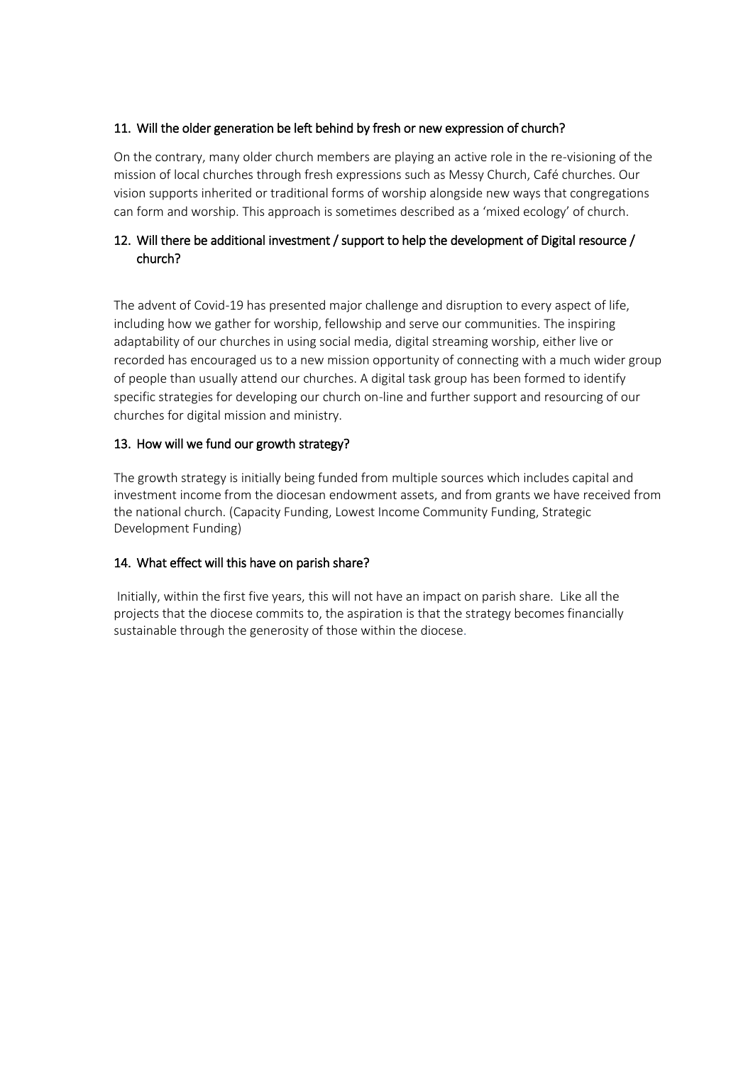11. Will the older generation be left behind by fresh or new expression of church?

On the contrary, many older church members are playing an active role in the re-visioning of the mission of local churches through fresh expressions such as Messy Church, Café churches. Our vision supports inherited or traditional forms of worship alongside new ways that congregations can form and worship. This approach is sometimes described as a 'mixed ecology' of church.

12. Will there be additional investment / support to help the development of Digital resource / church?

The advent of Covid-19 has presented major challenge and disruption to every aspect of life, including how we gather for worship, fellowship and serve our communities. The inspiring adaptability of our churches in using social media, digital streaming worship, either live or recorded has encouraged us to a new mission opportunity of connecting with a much wider group of people than usually attend our churches. A digital task group has been formed to identify specific strategies for developing our church on-line and further support and resourcing of our churches for digital mission and ministry.

13. How will we fund our growth strategy?

The growth strategy is initially being funded from multiple sources which includes capital and investment income from the diocesan endowment assets, and from grants we have received from the national church. (Capacity Funding, Lowest Income Community Funding, Strategic Development Funding)

14. What effect will this have on parish share?

Initially, within the first five years, this will not have an impact on parish share. Like all the projects that the diocese commits to, the aspiration is that the strategy becomes financially sustainable through the generosity of those within the diocese.